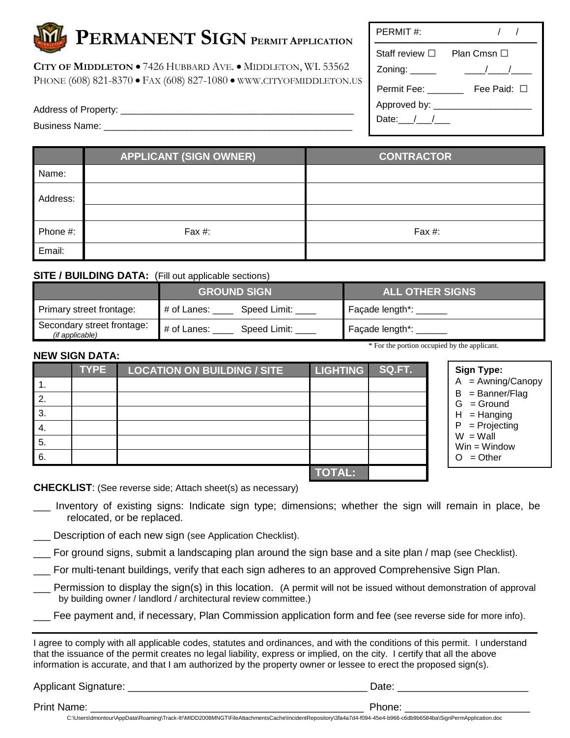# PERMANENT SIGN PERMIT APPLICATION

**CITY OF MIDDLETON** • 7426 HUBBARD AVE. • MIDDLETON, WI. 53562
PHONE (608) 821-8370 • FAX (608) 827-1080 • WWW.CITYOFMIDDLETON.US

| PERMIT #: / / |
|---|
| Staff review ☐ Plan Cmsn ☐ |
| Zoning: _____ ____/____/____ |
| Permit Fee: _______ Fee Paid: ☐ |
| Approved by: ___________________ |
| Date:___/___/___ |

Address of Property: ____________________________________________

Business Name: ____________________________________________

| | APPLICANT (SIGN OWNER) | CONTRACTOR |
|---|---|---|
| Name: | | |
| Address: | | |
| | | |
| Phone #: | Fax #: | Fax #: |
| Email: | | |

**SITE / BUILDING DATA:** (Fill out applicable sections)

| | GROUND SIGN | ALL OTHER SIGNS |
|---|---|---|
| Primary street frontage: | # of Lanes: ____ Speed Limit: ____ | Façade length*: ______ |
| Secondary street frontage: *(if applicable)* | # of Lanes: ____ Speed Limit: ____ | Façade length*: ______ |

\* For the portion occupied by the applicant.

**NEW SIGN DATA:**

| | TYPE | LOCATION ON BUILDING / SITE | LIGHTING | SQ.FT. |
|---|---|---|---|---|
| 1. | | | | |
| 2. | | | | |
| 3. | | | | |
| 4. | | | | |
| 5. | | | | |
| 6. | | | | |
| | | | **TOTAL:** | |

**Sign Type:**
A = Awning/Canopy
B = Banner/Flag
G = Ground
H = Hanging
P = Projecting
W = Wall
Win = Window
O = Other

**CHECKLIST**: (See reverse side; Attach sheet(s) as necessary)

___ Inventory of existing signs: Indicate sign type; dimensions; whether the sign will remain in place, be relocated, or be replaced.

___ Description of each new sign (see Application Checklist).

___ For ground signs, submit a landscaping plan around the sign base and a site plan / map (see Checklist).

___ For multi-tenant buildings, verify that each sign adheres to an approved Comprehensive Sign Plan.

___ Permission to display the sign(s) in this location. (A permit will not be issued without demonstration of approval by building owner / landlord / architectural review committee.)

___ Fee payment and, if necessary, Plan Commission application form and fee (see reverse side for more info).

---

I agree to comply with all applicable codes, statutes and ordinances, and with the conditions of this permit. I understand that the issuance of the permit creates no legal liability, express or implied, on the city. I certify that all the above information is accurate, and that I am authorized by the property owner or lessee to erect the proposed sign(s).

Applicant Signature: ________________________________________ Date: ______________________

Print Name: ________________________________________________ Phone: _____________________

C:\Users\dmontour\AppData\Roaming\Track-It!\MIDD2008MNGT\FileAttachmentsCache\IncidentRepository\3fa4a7d4-f094-45e4-b966-c6db9b6584ba\SignPermApplication.doc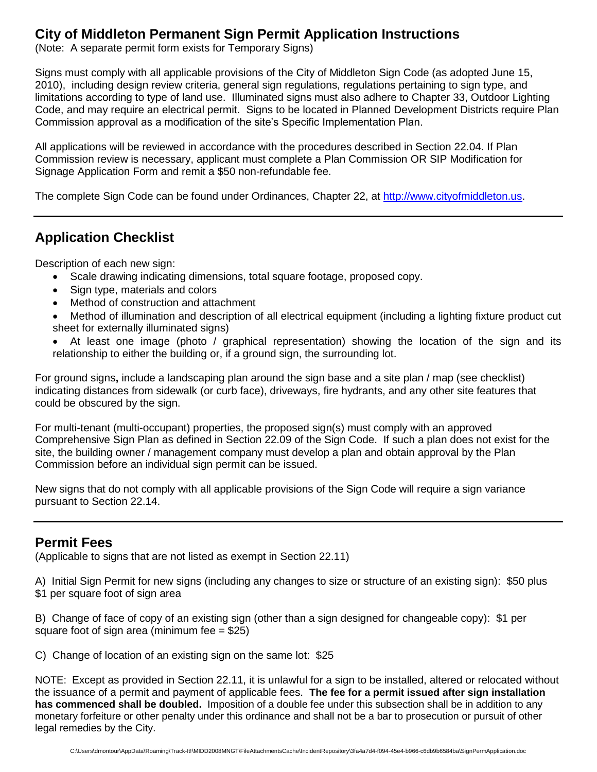# City of Middleton Permanent Sign Permit Application Instructions

(Note: A separate permit form exists for Temporary Signs)

Signs must comply with all applicable provisions of the City of Middleton Sign Code (as adopted June 15, 2010), including design review criteria, general sign regulations, regulations pertaining to sign type, and limitations according to type of land use. Illuminated signs must also adhere to Chapter 33, Outdoor Lighting Code, and may require an electrical permit. Signs to be located in Planned Development Districts require Plan Commission approval as a modification of the site's Specific Implementation Plan.

All applications will be reviewed in accordance with the procedures described in Section 22.04. If Plan Commission review is necessary, applicant must complete a Plan Commission OR SIP Modification for Signage Application Form and remit a $50 non-refundable fee.

The complete Sign Code can be found under Ordinances, Chapter 22, at http://www.cityofmiddleton.us.

---

## Application Checklist

Description of each new sign:

- Scale drawing indicating dimensions, total square footage, proposed copy.
- Sign type, materials and colors
- Method of construction and attachment
- Method of illumination and description of all electrical equipment (including a lighting fixture product cut sheet for externally illuminated signs)
- At least one image (photo / graphical representation) showing the location of the sign and its relationship to either the building or, if a ground sign, the surrounding lot.

For ground signs**,** include a landscaping plan around the sign base and a site plan / map (see checklist) indicating distances from sidewalk (or curb face), driveways, fire hydrants, and any other site features that could be obscured by the sign.

For multi-tenant (multi-occupant) properties, the proposed sign(s) must comply with an approved Comprehensive Sign Plan as defined in Section 22.09 of the Sign Code. If such a plan does not exist for the site, the building owner / management company must develop a plan and obtain approval by the Plan Commission before an individual sign permit can be issued.

New signs that do not comply with all applicable provisions of the Sign Code will require a sign variance pursuant to Section 22.14.

---

## Permit Fees

(Applicable to signs that are not listed as exempt in Section 22.11)

A) Initial Sign Permit for new signs (including any changes to size or structure of an existing sign): $50 plus $1 per square foot of sign area

B) Change of face of copy of an existing sign (other than a sign designed for changeable copy): $1 per square foot of sign area (minimum fee = $25)

C) Change of location of an existing sign on the same lot: $25

NOTE: Except as provided in Section 22.11, it is unlawful for a sign to be installed, altered or relocated without the issuance of a permit and payment of applicable fees. **The fee for a permit issued after sign installation has commenced shall be doubled.** Imposition of a double fee under this subsection shall be in addition to any monetary forfeiture or other penalty under this ordinance and shall not be a bar to prosecution or pursuit of other legal remedies by the City.